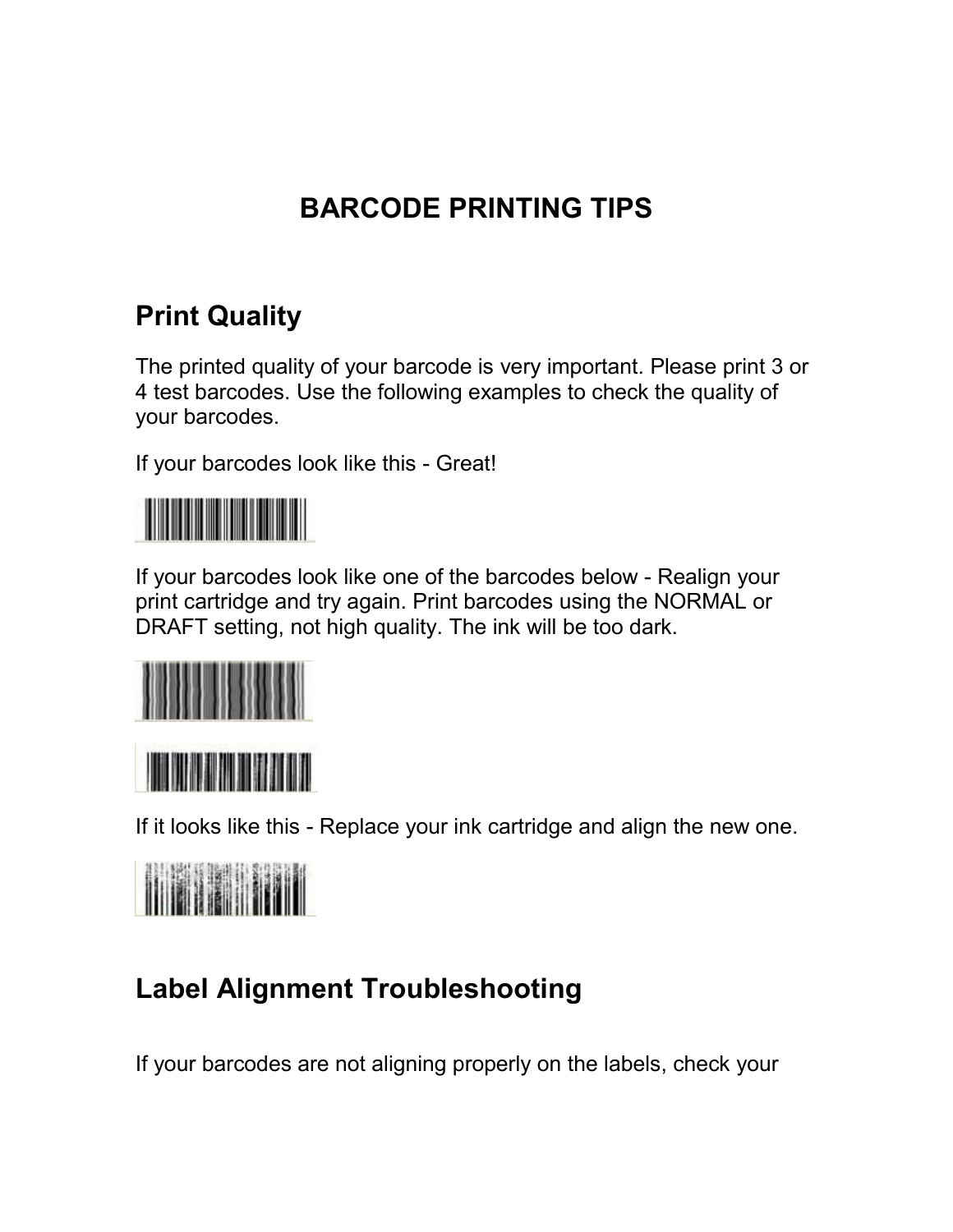# BARCODE PRINTING TIPS

## Print Quality

The printed quality of your barcode is very important. Please print 3 or 4 test barcodes. Use the following examples to check the quality of your barcodes.

If your barcodes look like this - Great!

If your barcodes look like one of the barcodes below - Realign your print cartridge and try again. Print barcodes using the NORMAL or DRAFT setting, not high quality. The ink will be too dark.

If it looks like this - Replace your ink cartridge and align the new one.

## Label Alignment Troubleshooting

If your barcodes are not aligning properly on the labels, check your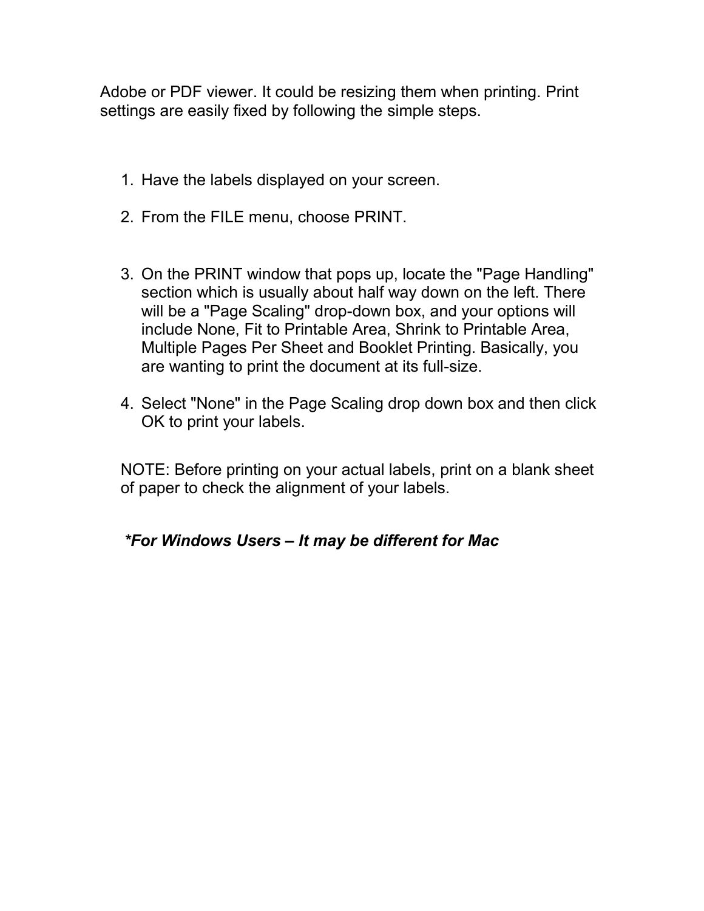Adobe or PDF viewer. It could be resizing them when printing. Print settings are easily fixed by following the simple steps.

1. Have the labels displayed on your screen.

2. From the FILE menu, choose PRINT.

3. On the PRINT window that pops up, locate the "Page Handling" section which is usually about half way down on the left. There will be a "Page Scaling" drop-down box, and your options will include None, Fit to Printable Area, Shrink to Printable Area, Multiple Pages Per Sheet and Booklet Printing. Basically, you are wanting to print the document at its full-size.

4. Select "None" in the Page Scaling drop down box and then click OK to print your labels.

NOTE: Before printing on your actual labels, print on a blank sheet of paper to check the alignment of your labels.

***For Windows Users – It may be different for Mac***